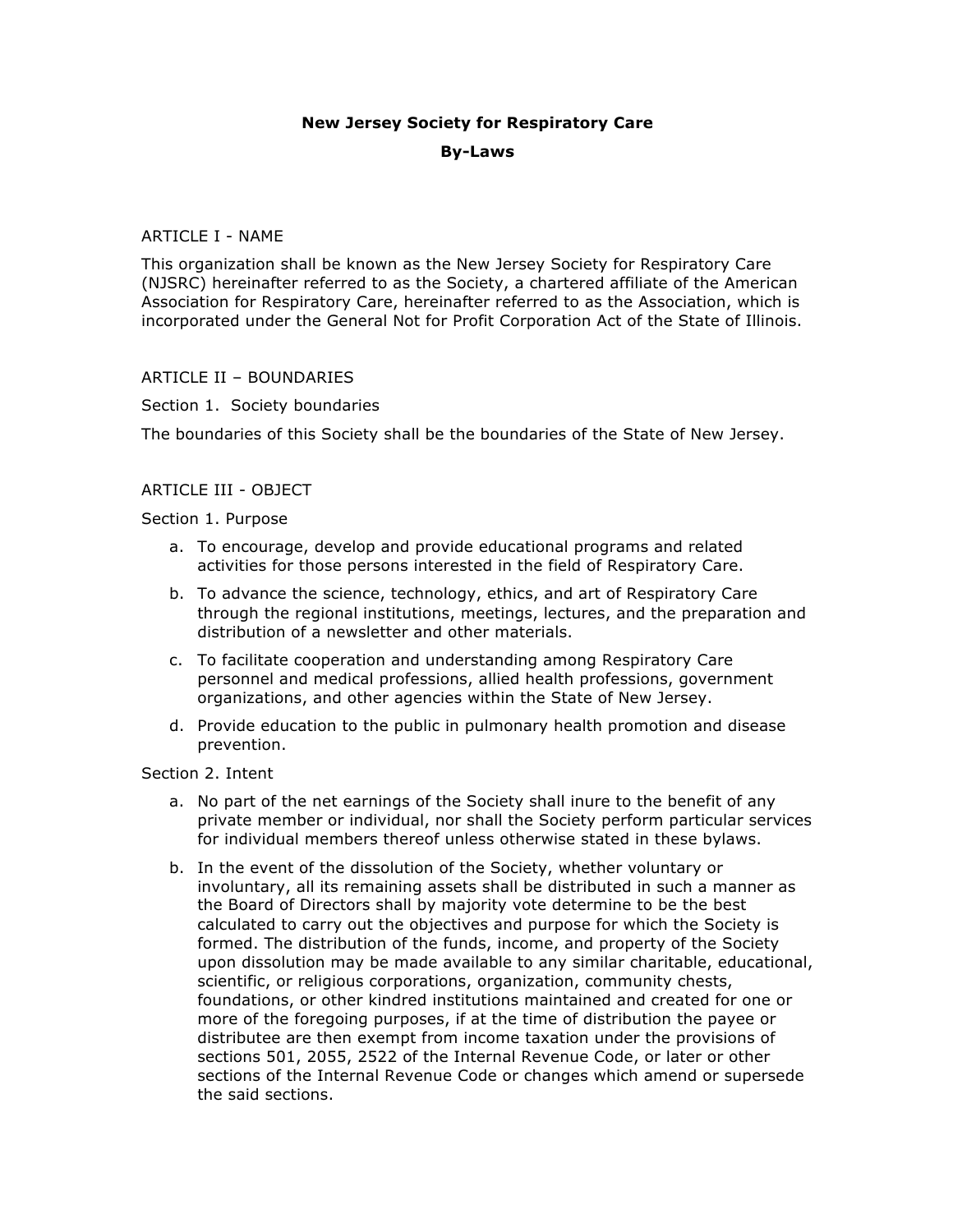# New Jersey Society for Respiratory Care

## By-Laws

### ARTICLE I - NAME

This organization shall be known as the New Jersey Society for Respiratory Care (NJSRC) hereinafter referred to as the Society, a chartered affiliate of the American Association for Respiratory Care, hereinafter referred to as the Association, which is incorporated under the General Not for Profit Corporation Act of the State of Illinois.

### ARTICLE II – BOUNDARIES

Section 1. Society boundaries

The boundaries of this Society shall be the boundaries of the State of New Jersey.

### ARTICLE III - OBJECT

Section 1. Purpose

a. To encourage, develop and provide educational programs and related activities for those persons interested in the field of Respiratory Care.
b. To advance the science, technology, ethics, and art of Respiratory Care through the regional institutions, meetings, lectures, and the preparation and distribution of a newsletter and other materials.
c. To facilitate cooperation and understanding among Respiratory Care personnel and medical professions, allied health professions, government organizations, and other agencies within the State of New Jersey.
d. Provide education to the public in pulmonary health promotion and disease prevention.

Section 2. Intent

a. No part of the net earnings of the Society shall inure to the benefit of any private member or individual, nor shall the Society perform particular services for individual members thereof unless otherwise stated in these bylaws.
b. In the event of the dissolution of the Society, whether voluntary or involuntary, all its remaining assets shall be distributed in such a manner as the Board of Directors shall by majority vote determine to be the best calculated to carry out the objectives and purpose for which the Society is formed. The distribution of the funds, income, and property of the Society upon dissolution may be made available to any similar charitable, educational, scientific, or religious corporations, organization, community chests, foundations, or other kindred institutions maintained and created for one or more of the foregoing purposes, if at the time of distribution the payee or distributee are then exempt from income taxation under the provisions of sections 501, 2055, 2522 of the Internal Revenue Code, or later or other sections of the Internal Revenue Code or changes which amend or supersede the said sections.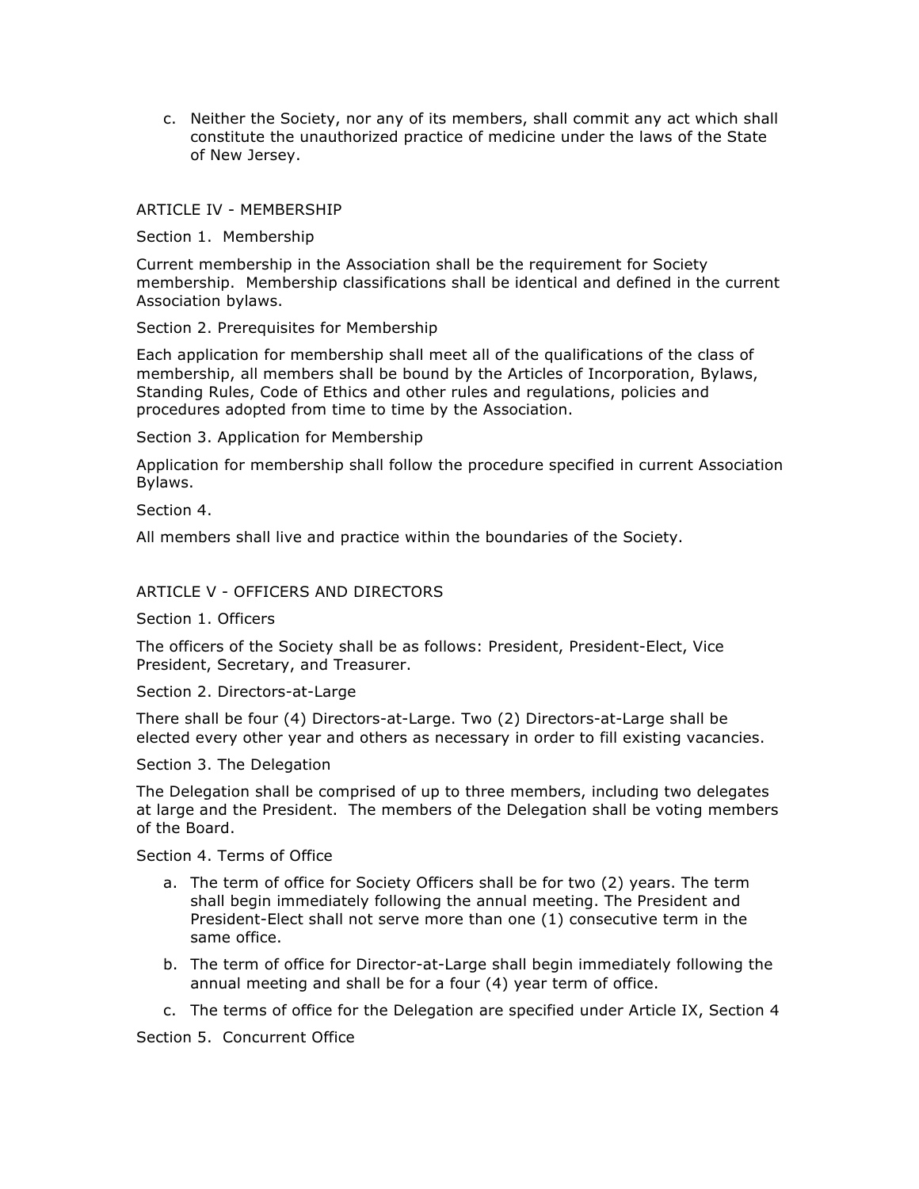c. Neither the Society, nor any of its members, shall commit any act which shall constitute the unauthorized practice of medicine under the laws of the State of New Jersey.

## ARTICLE IV - MEMBERSHIP

### Section 1. Membership

Current membership in the Association shall be the requirement for Society membership. Membership classifications shall be identical and defined in the current Association bylaws.

### Section 2. Prerequisites for Membership

Each application for membership shall meet all of the qualifications of the class of membership, all members shall be bound by the Articles of Incorporation, Bylaws, Standing Rules, Code of Ethics and other rules and regulations, policies and procedures adopted from time to time by the Association.

### Section 3. Application for Membership

Application for membership shall follow the procedure specified in current Association Bylaws.

### Section 4.

All members shall live and practice within the boundaries of the Society.

## ARTICLE V - OFFICERS AND DIRECTORS

### Section 1. Officers

The officers of the Society shall be as follows: President, President-Elect, Vice President, Secretary, and Treasurer.

### Section 2. Directors-at-Large

There shall be four (4) Directors-at-Large. Two (2) Directors-at-Large shall be elected every other year and others as necessary in order to fill existing vacancies.

### Section 3. The Delegation

The Delegation shall be comprised of up to three members, including two delegates at large and the President. The members of the Delegation shall be voting members of the Board.

### Section 4. Terms of Office

a. The term of office for Society Officers shall be for two (2) years. The term shall begin immediately following the annual meeting. The President and President-Elect shall not serve more than one (1) consecutive term in the same office.

b. The term of office for Director-at-Large shall begin immediately following the annual meeting and shall be for a four (4) year term of office.

c. The terms of office for the Delegation are specified under Article IX, Section 4

### Section 5. Concurrent Office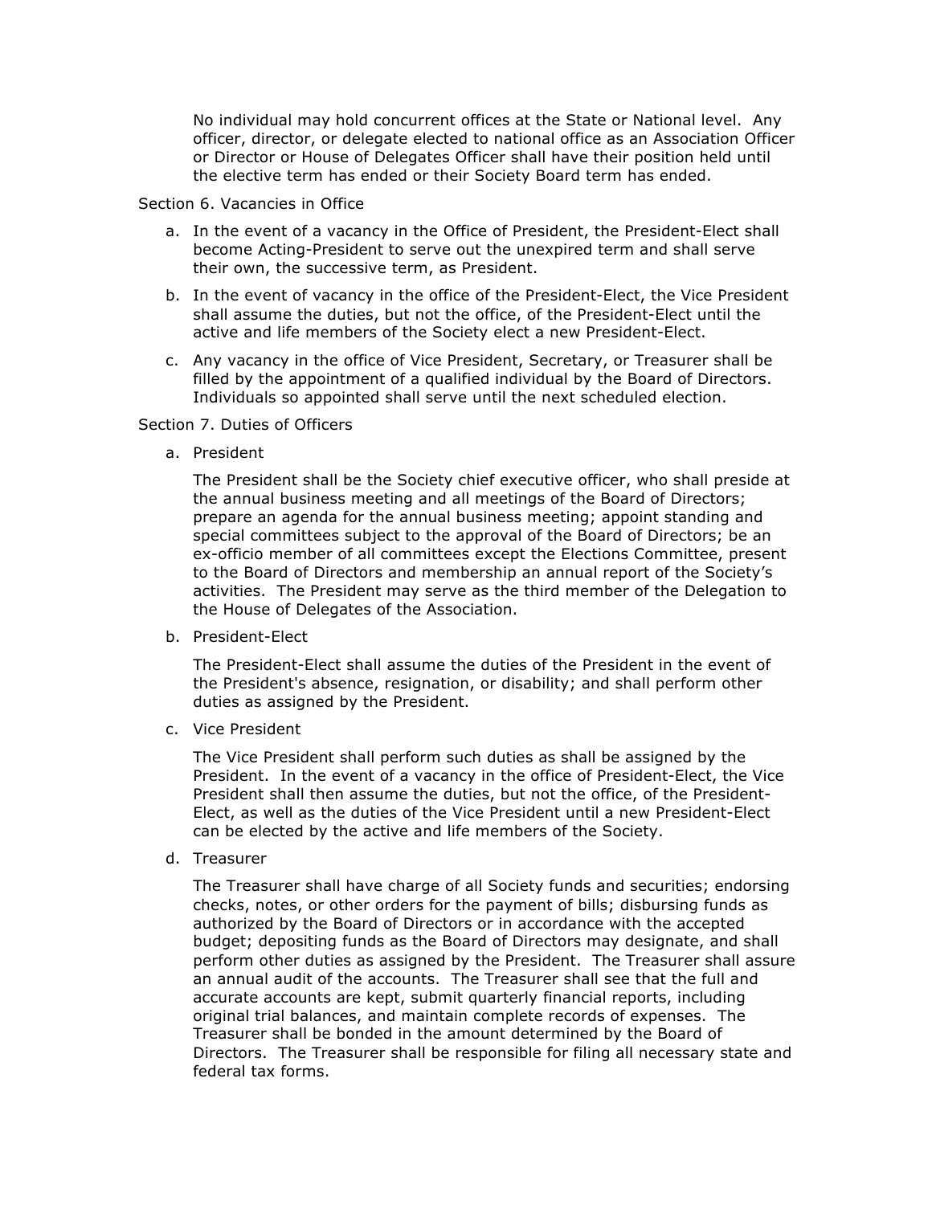No individual may hold concurrent offices at the State or National level. Any officer, director, or delegate elected to national office as an Association Officer or Director or House of Delegates Officer shall have their position held until the elective term has ended or their Society Board term has ended.

Section 6. Vacancies in Office

a. In the event of a vacancy in the Office of President, the President-Elect shall become Acting-President to serve out the unexpired term and shall serve their own, the successive term, as President.

b. In the event of vacancy in the office of the President-Elect, the Vice President shall assume the duties, but not the office, of the President-Elect until the active and life members of the Society elect a new President-Elect.

c. Any vacancy in the office of Vice President, Secretary, or Treasurer shall be filled by the appointment of a qualified individual by the Board of Directors. Individuals so appointed shall serve until the next scheduled election.

Section 7. Duties of Officers

a. President

   The President shall be the Society chief executive officer, who shall preside at the annual business meeting and all meetings of the Board of Directors; prepare an agenda for the annual business meeting; appoint standing and special committees subject to the approval of the Board of Directors; be an ex-officio member of all committees except the Elections Committee, present to the Board of Directors and membership an annual report of the Society's activities. The President may serve as the third member of the Delegation to the House of Delegates of the Association.

b. President-Elect

   The President-Elect shall assume the duties of the President in the event of the President's absence, resignation, or disability; and shall perform other duties as assigned by the President.

c. Vice President

   The Vice President shall perform such duties as shall be assigned by the President. In the event of a vacancy in the office of President-Elect, the Vice President shall then assume the duties, but not the office, of the President-Elect, as well as the duties of the Vice President until a new President-Elect can be elected by the active and life members of the Society.

d. Treasurer

   The Treasurer shall have charge of all Society funds and securities; endorsing checks, notes, or other orders for the payment of bills; disbursing funds as authorized by the Board of Directors or in accordance with the accepted budget; depositing funds as the Board of Directors may designate, and shall perform other duties as assigned by the President. The Treasurer shall assure an annual audit of the accounts. The Treasurer shall see that the full and accurate accounts are kept, submit quarterly financial reports, including original trial balances, and maintain complete records of expenses. The Treasurer shall be bonded in the amount determined by the Board of Directors. The Treasurer shall be responsible for filing all necessary state and federal tax forms.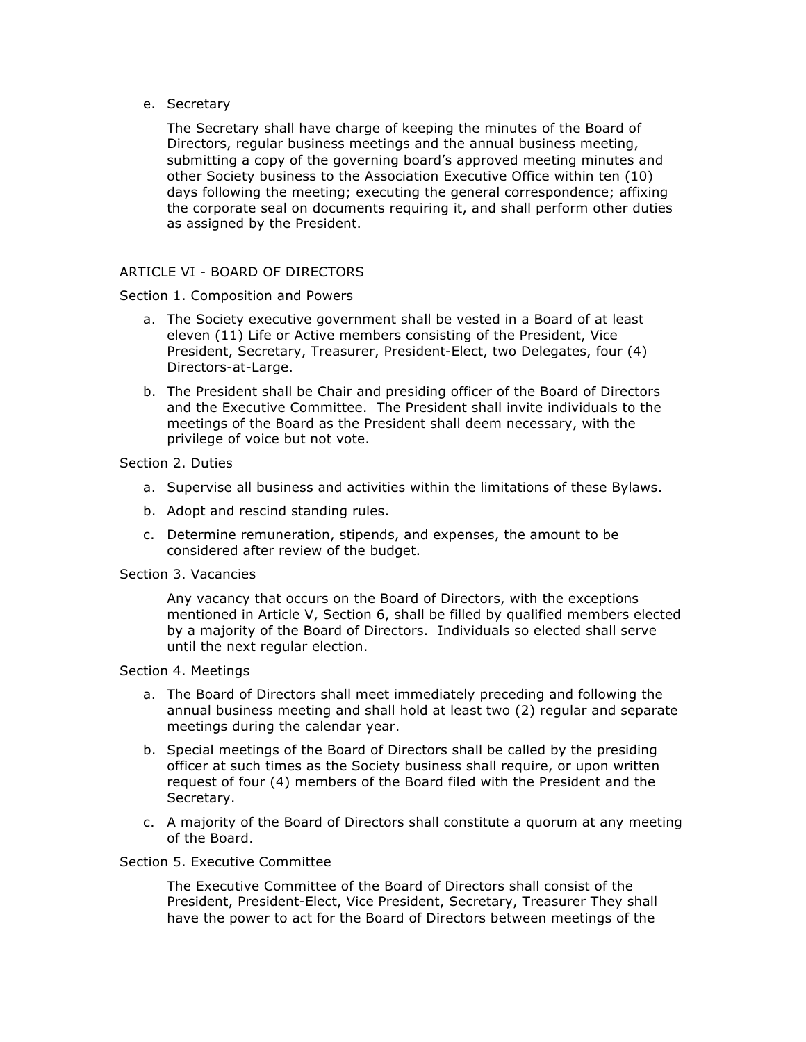e. Secretary

   The Secretary shall have charge of keeping the minutes of the Board of Directors, regular business meetings and the annual business meeting, submitting a copy of the governing board's approved meeting minutes and other Society business to the Association Executive Office within ten (10) days following the meeting; executing the general correspondence; affixing the corporate seal on documents requiring it, and shall perform other duties as assigned by the President.

## ARTICLE VI - BOARD OF DIRECTORS

Section 1. Composition and Powers

a. The Society executive government shall be vested in a Board of at least eleven (11) Life or Active members consisting of the President, Vice President, Secretary, Treasurer, President-Elect, two Delegates, four (4) Directors-at-Large.
b. The President shall be Chair and presiding officer of the Board of Directors and the Executive Committee. The President shall invite individuals to the meetings of the Board as the President shall deem necessary, with the privilege of voice but not vote.

Section 2. Duties

a. Supervise all business and activities within the limitations of these Bylaws.
b. Adopt and rescind standing rules.
c. Determine remuneration, stipends, and expenses, the amount to be considered after review of the budget.

Section 3. Vacancies

Any vacancy that occurs on the Board of Directors, with the exceptions mentioned in Article V, Section 6, shall be filled by qualified members elected by a majority of the Board of Directors. Individuals so elected shall serve until the next regular election.

Section 4. Meetings

a. The Board of Directors shall meet immediately preceding and following the annual business meeting and shall hold at least two (2) regular and separate meetings during the calendar year.
b. Special meetings of the Board of Directors shall be called by the presiding officer at such times as the Society business shall require, or upon written request of four (4) members of the Board filed with the President and the Secretary.
c. A majority of the Board of Directors shall constitute a quorum at any meeting of the Board.

Section 5. Executive Committee

The Executive Committee of the Board of Directors shall consist of the President, President-Elect, Vice President, Secretary, Treasurer They shall have the power to act for the Board of Directors between meetings of the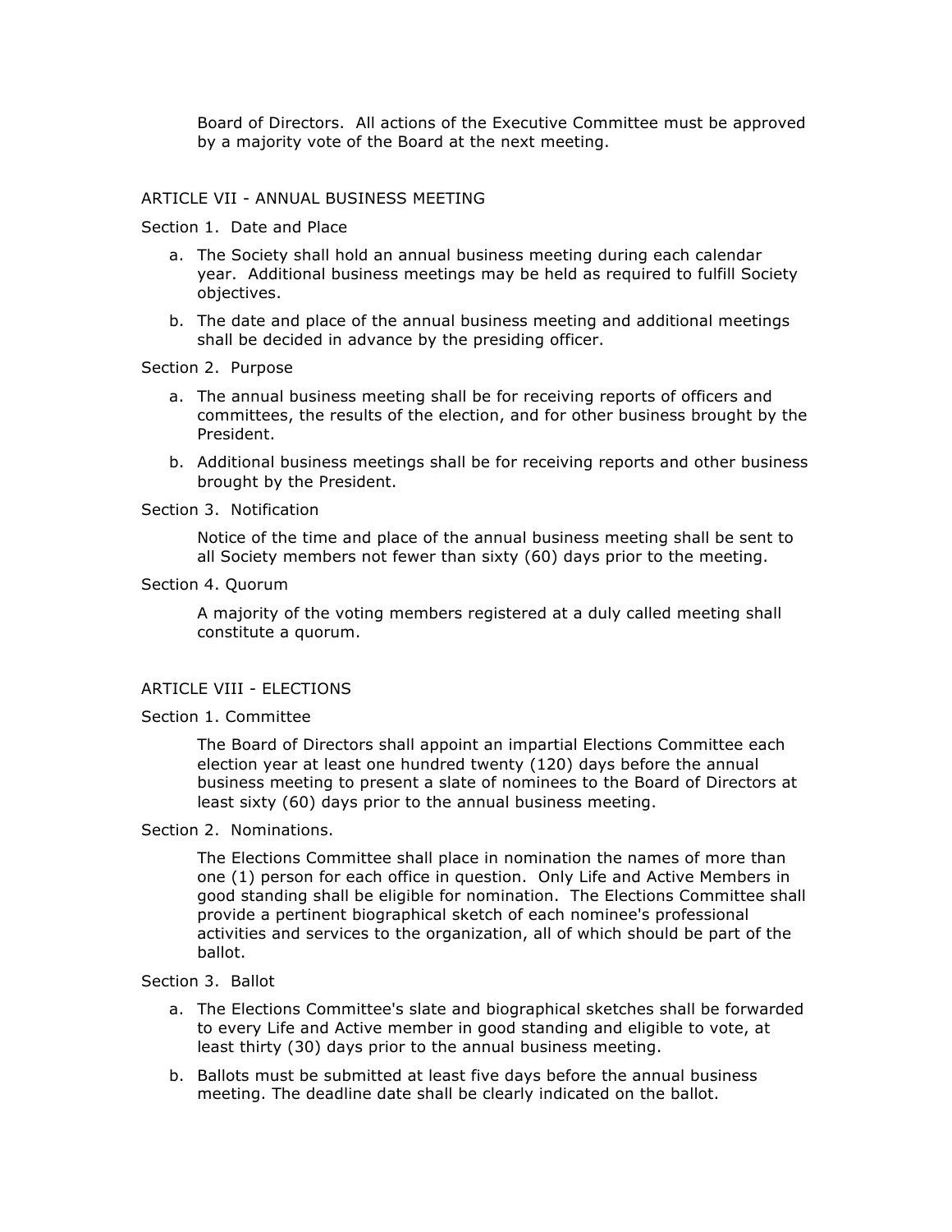Board of Directors. All actions of the Executive Committee must be approved by a majority vote of the Board at the next meeting.

## ARTICLE VII - ANNUAL BUSINESS MEETING

### Section 1. Date and Place

a. The Society shall hold an annual business meeting during each calendar year. Additional business meetings may be held as required to fulfill Society objectives.

b. The date and place of the annual business meeting and additional meetings shall be decided in advance by the presiding officer.

### Section 2. Purpose

a. The annual business meeting shall be for receiving reports of officers and committees, the results of the election, and for other business brought by the President.

b. Additional business meetings shall be for receiving reports and other business brought by the President.

### Section 3. Notification

Notice of the time and place of the annual business meeting shall be sent to all Society members not fewer than sixty (60) days prior to the meeting.

### Section 4. Quorum

A majority of the voting members registered at a duly called meeting shall constitute a quorum.

## ARTICLE VIII - ELECTIONS

### Section 1. Committee

The Board of Directors shall appoint an impartial Elections Committee each election year at least one hundred twenty (120) days before the annual business meeting to present a slate of nominees to the Board of Directors at least sixty (60) days prior to the annual business meeting.

### Section 2. Nominations.

The Elections Committee shall place in nomination the names of more than one (1) person for each office in question. Only Life and Active Members in good standing shall be eligible for nomination. The Elections Committee shall provide a pertinent biographical sketch of each nominee's professional activities and services to the organization, all of which should be part of the ballot.

### Section 3. Ballot

a. The Elections Committee's slate and biographical sketches shall be forwarded to every Life and Active member in good standing and eligible to vote, at least thirty (30) days prior to the annual business meeting.

b. Ballots must be submitted at least five days before the annual business meeting. The deadline date shall be clearly indicated on the ballot.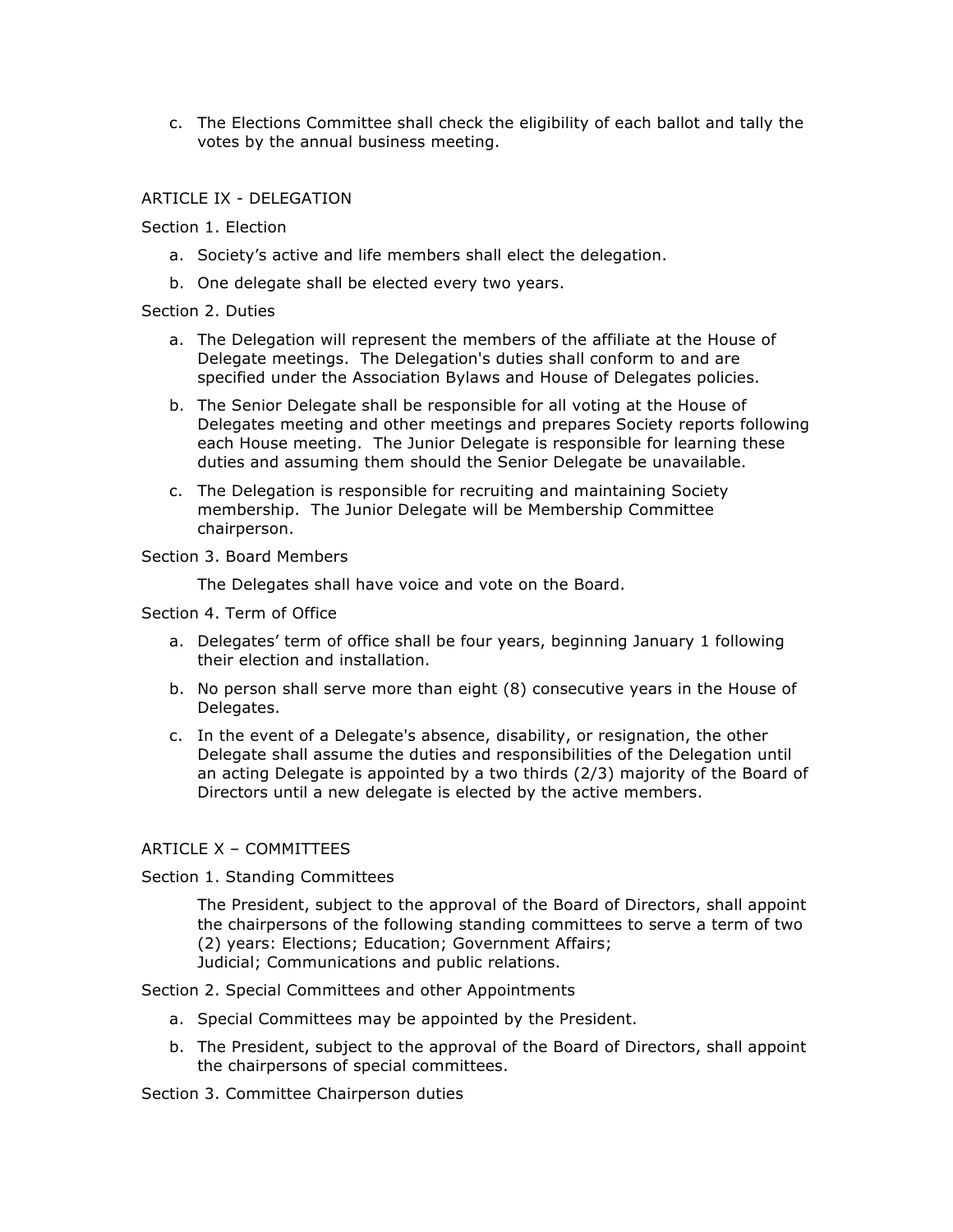c. The Elections Committee shall check the eligibility of each ballot and tally the votes by the annual business meeting.

## ARTICLE IX - DELEGATION

Section 1. Election

a. Society's active and life members shall elect the delegation.

b. One delegate shall be elected every two years.

Section 2. Duties

a. The Delegation will represent the members of the affiliate at the House of Delegate meetings. The Delegation's duties shall conform to and are specified under the Association Bylaws and House of Delegates policies.

b. The Senior Delegate shall be responsible for all voting at the House of Delegates meeting and other meetings and prepares Society reports following each House meeting. The Junior Delegate is responsible for learning these duties and assuming them should the Senior Delegate be unavailable.

c. The Delegation is responsible for recruiting and maintaining Society membership. The Junior Delegate will be Membership Committee chairperson.

Section 3. Board Members

The Delegates shall have voice and vote on the Board.

Section 4. Term of Office

a. Delegates' term of office shall be four years, beginning January 1 following their election and installation.

b. No person shall serve more than eight (8) consecutive years in the House of Delegates.

c. In the event of a Delegate's absence, disability, or resignation, the other Delegate shall assume the duties and responsibilities of the Delegation until an acting Delegate is appointed by a two thirds (2/3) majority of the Board of Directors until a new delegate is elected by the active members.

## ARTICLE X – COMMITTEES

Section 1. Standing Committees

The President, subject to the approval of the Board of Directors, shall appoint the chairpersons of the following standing committees to serve a term of two (2) years: Elections; Education; Government Affairs; Judicial; Communications and public relations.

Section 2. Special Committees and other Appointments

a. Special Committees may be appointed by the President.

b. The President, subject to the approval of the Board of Directors, shall appoint the chairpersons of special committees.

Section 3. Committee Chairperson duties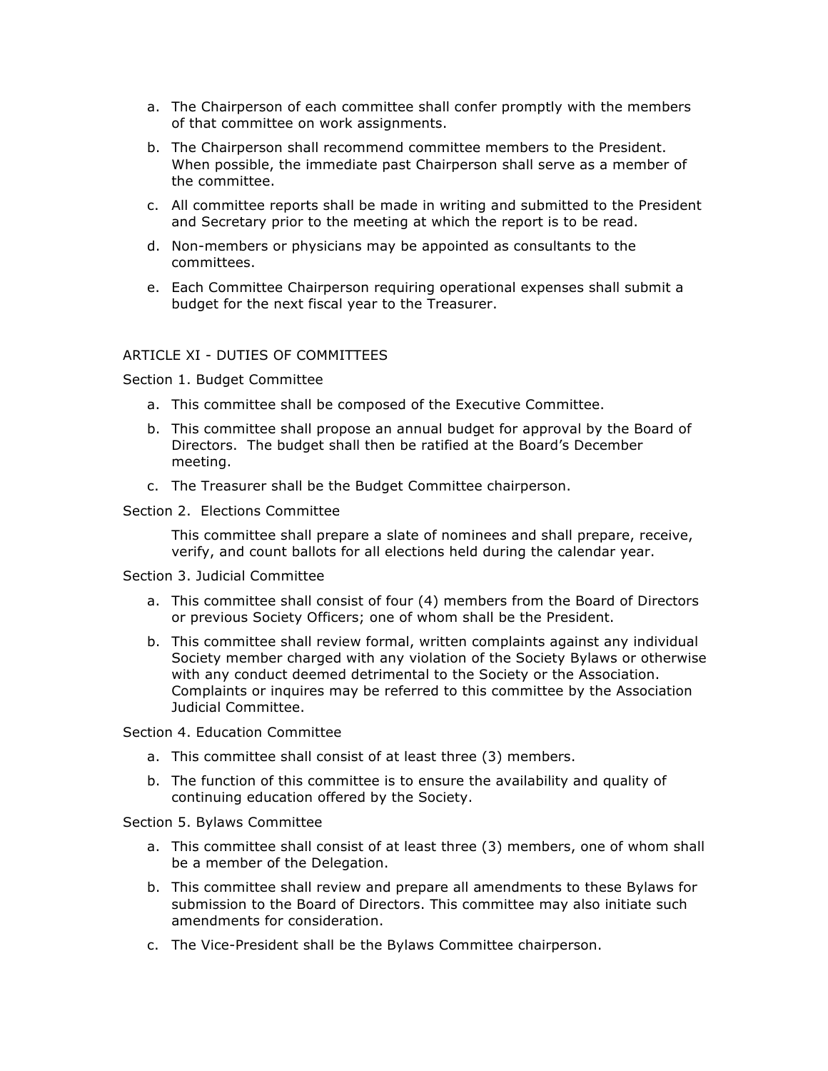a. The Chairperson of each committee shall confer promptly with the members of that committee on work assignments.

b. The Chairperson shall recommend committee members to the President. When possible, the immediate past Chairperson shall serve as a member of the committee.

c. All committee reports shall be made in writing and submitted to the President and Secretary prior to the meeting at which the report is to be read.

d. Non-members or physicians may be appointed as consultants to the committees.

e. Each Committee Chairperson requiring operational expenses shall submit a budget for the next fiscal year to the Treasurer.

## ARTICLE XI - DUTIES OF COMMITTEES

### Section 1. Budget Committee

a. This committee shall be composed of the Executive Committee.

b. This committee shall propose an annual budget for approval by the Board of Directors. The budget shall then be ratified at the Board's December meeting.

c. The Treasurer shall be the Budget Committee chairperson.

### Section 2. Elections Committee

This committee shall prepare a slate of nominees and shall prepare, receive, verify, and count ballots for all elections held during the calendar year.

### Section 3. Judicial Committee

a. This committee shall consist of four (4) members from the Board of Directors or previous Society Officers; one of whom shall be the President.

b. This committee shall review formal, written complaints against any individual Society member charged with any violation of the Society Bylaws or otherwise with any conduct deemed detrimental to the Society or the Association. Complaints or inquires may be referred to this committee by the Association Judicial Committee.

### Section 4. Education Committee

a. This committee shall consist of at least three (3) members.

b. The function of this committee is to ensure the availability and quality of continuing education offered by the Society.

### Section 5. Bylaws Committee

a. This committee shall consist of at least three (3) members, one of whom shall be a member of the Delegation.

b. This committee shall review and prepare all amendments to these Bylaws for submission to the Board of Directors. This committee may also initiate such amendments for consideration.

c. The Vice-President shall be the Bylaws Committee chairperson.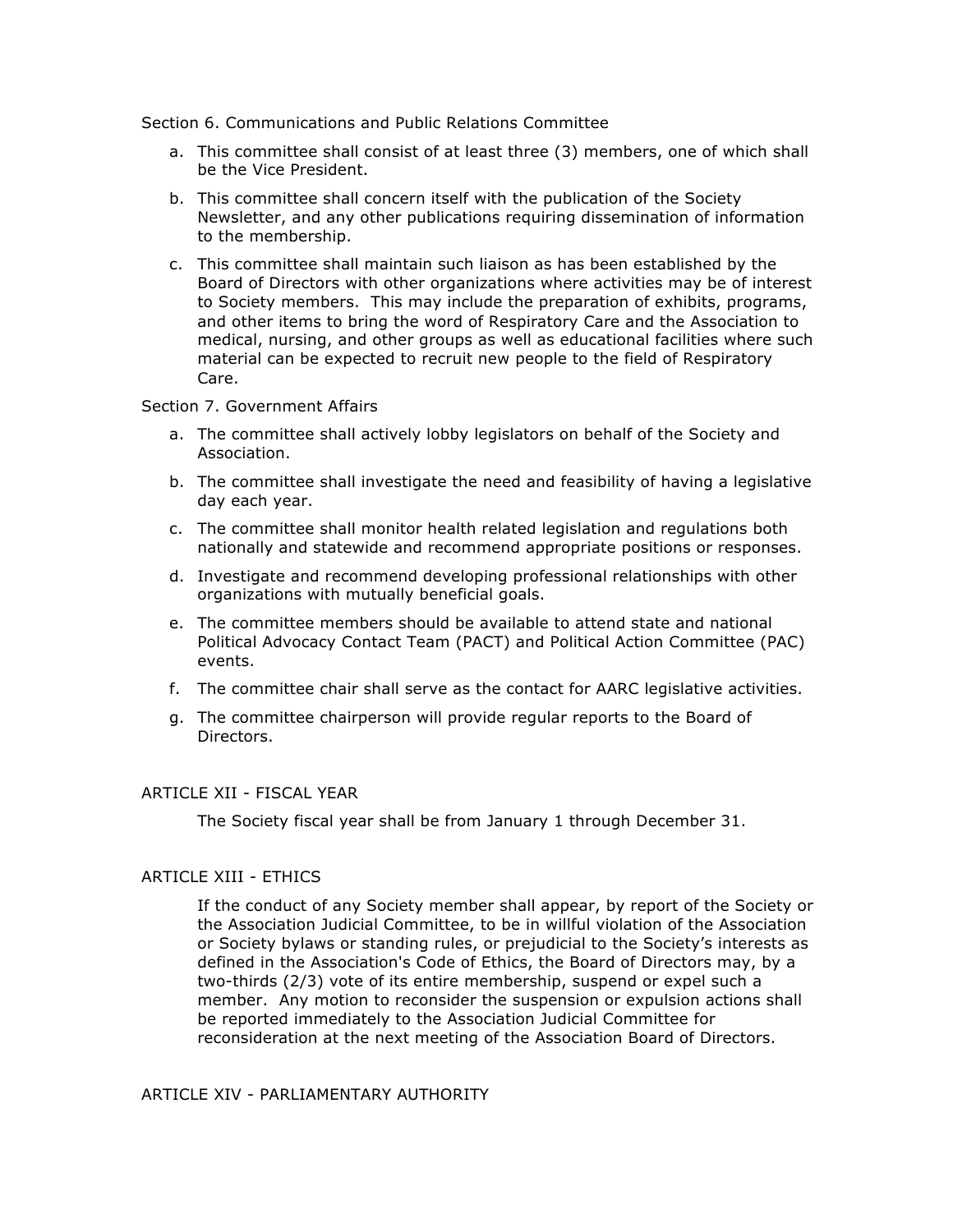Section 6. Communications and Public Relations Committee

a. This committee shall consist of at least three (3) members, one of which shall be the Vice President.

b. This committee shall concern itself with the publication of the Society Newsletter, and any other publications requiring dissemination of information to the membership.

c. This committee shall maintain such liaison as has been established by the Board of Directors with other organizations where activities may be of interest to Society members. This may include the preparation of exhibits, programs, and other items to bring the word of Respiratory Care and the Association to medical, nursing, and other groups as well as educational facilities where such material can be expected to recruit new people to the field of Respiratory Care.

Section 7. Government Affairs

a. The committee shall actively lobby legislators on behalf of the Society and Association.

b. The committee shall investigate the need and feasibility of having a legislative day each year.

c. The committee shall monitor health related legislation and regulations both nationally and statewide and recommend appropriate positions or responses.

d. Investigate and recommend developing professional relationships with other organizations with mutually beneficial goals.

e. The committee members should be available to attend state and national Political Advocacy Contact Team (PACT) and Political Action Committee (PAC) events.

f. The committee chair shall serve as the contact for AARC legislative activities.

g. The committee chairperson will provide regular reports to the Board of Directors.

ARTICLE XII - FISCAL YEAR

The Society fiscal year shall be from January 1 through December 31.

ARTICLE XIII - ETHICS

If the conduct of any Society member shall appear, by report of the Society or the Association Judicial Committee, to be in willful violation of the Association or Society bylaws or standing rules, or prejudicial to the Society's interests as defined in the Association's Code of Ethics, the Board of Directors may, by a two-thirds (2/3) vote of its entire membership, suspend or expel such a member. Any motion to reconsider the suspension or expulsion actions shall be reported immediately to the Association Judicial Committee for reconsideration at the next meeting of the Association Board of Directors.

ARTICLE XIV - PARLIAMENTARY AUTHORITY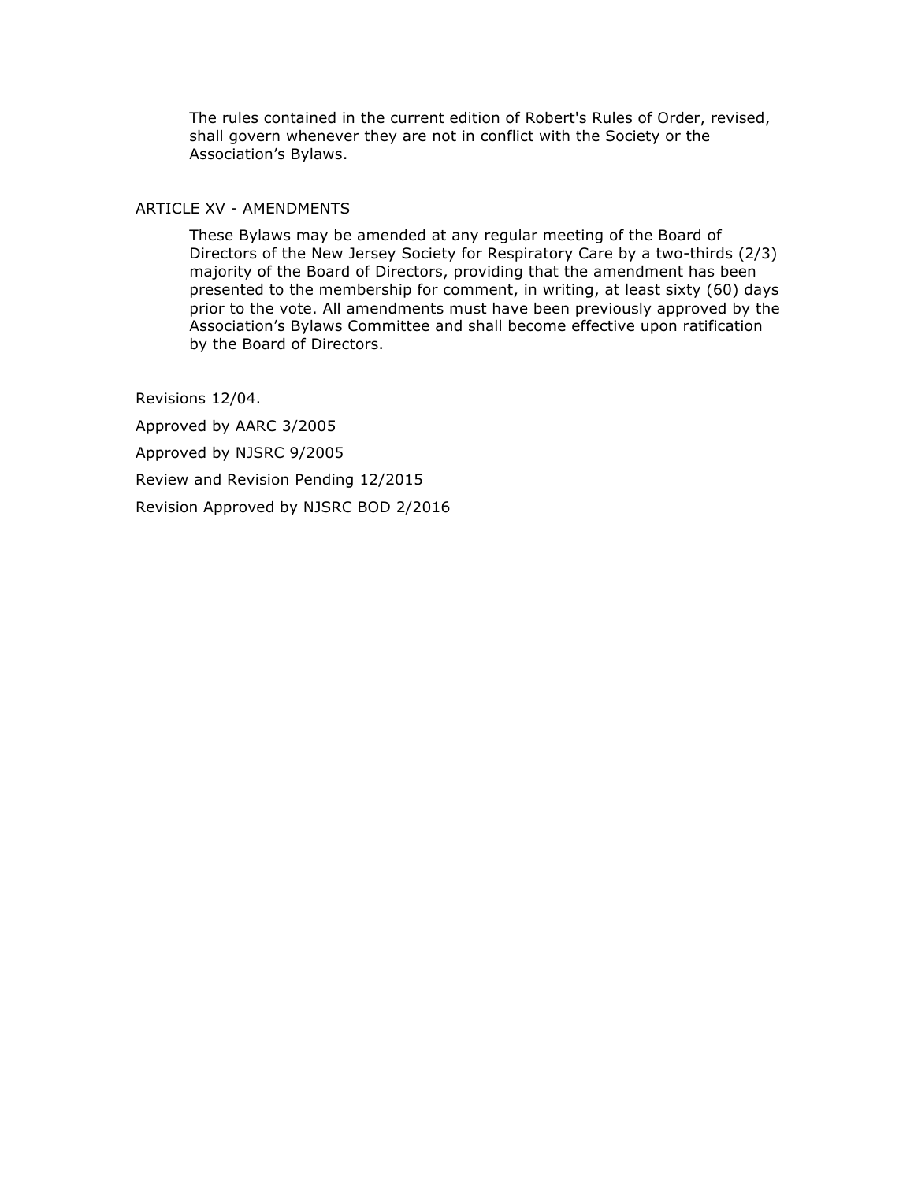The rules contained in the current edition of Robert's Rules of Order, revised, shall govern whenever they are not in conflict with the Society or the Association's Bylaws.

## ARTICLE XV - AMENDMENTS

These Bylaws may be amended at any regular meeting of the Board of Directors of the New Jersey Society for Respiratory Care by a two-thirds (2/3) majority of the Board of Directors, providing that the amendment has been presented to the membership for comment, in writing, at least sixty (60) days prior to the vote. All amendments must have been previously approved by the Association's Bylaws Committee and shall become effective upon ratification by the Board of Directors.

Revisions 12/04.

Approved by AARC 3/2005

Approved by NJSRC 9/2005

Review and Revision Pending 12/2015

Revision Approved by NJSRC BOD 2/2016